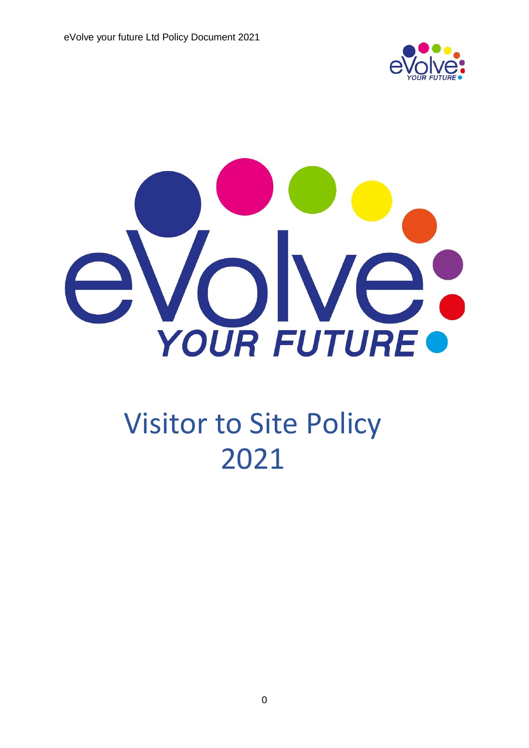# Visitor to Site Policy 2021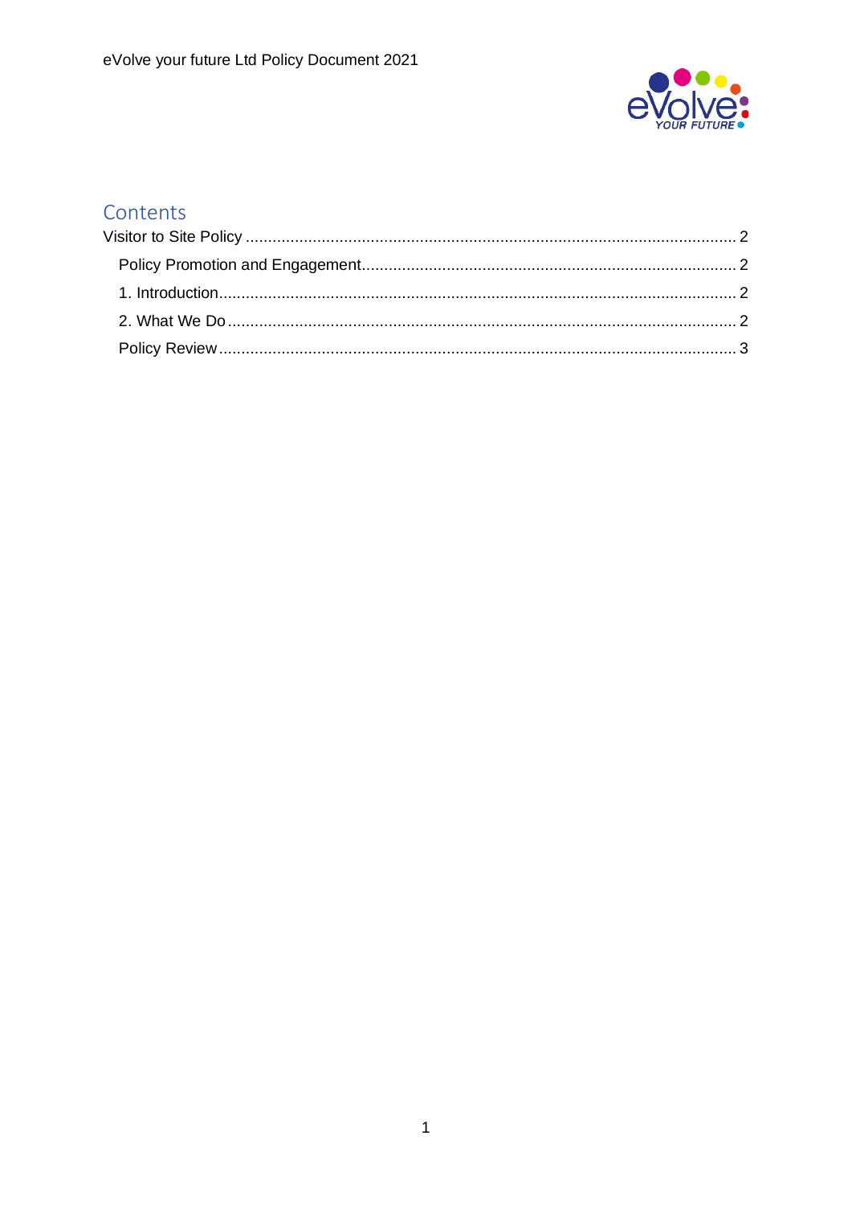## Contents

Visitor to Site Policy .... 2

- Policy Promotion and Engagement .... 2
- 1. Introduction .... 2
- 2. What We Do .... 2
- Policy Review .... 3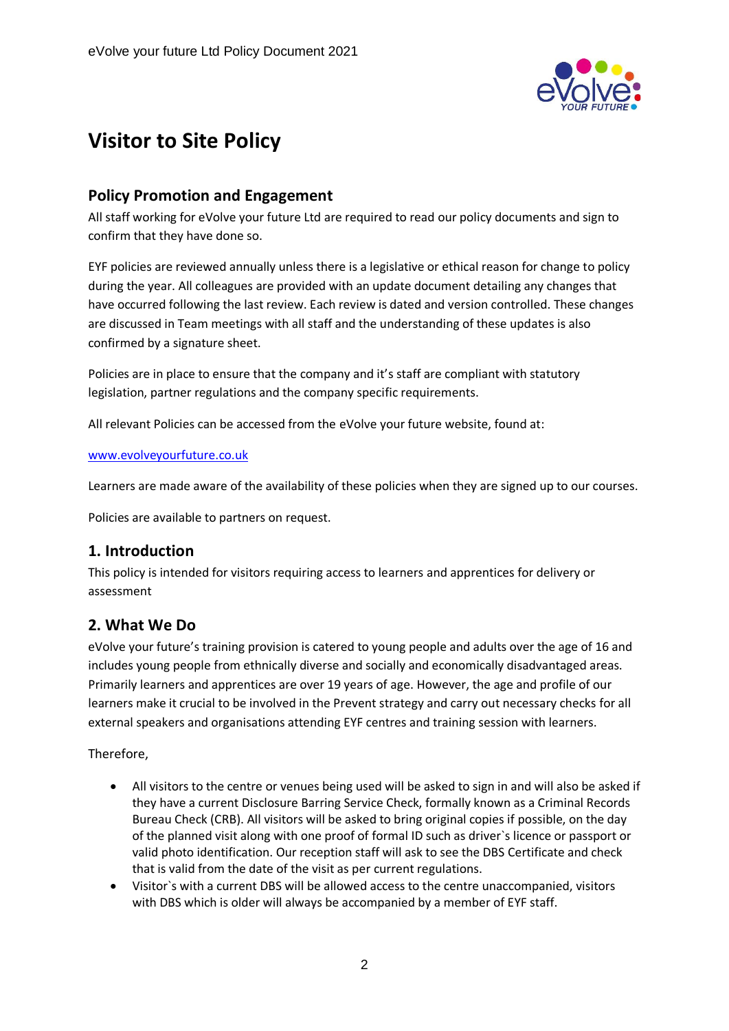# Visitor to Site Policy

## Policy Promotion and Engagement

All staff working for eVolve your future Ltd are required to read our policy documents and sign to confirm that they have done so.

EYF policies are reviewed annually unless there is a legislative or ethical reason for change to policy during the year. All colleagues are provided with an update document detailing any changes that have occurred following the last review. Each review is dated and version controlled. These changes are discussed in Team meetings with all staff and the understanding of these updates is also confirmed by a signature sheet.

Policies are in place to ensure that the company and it's staff are compliant with statutory legislation, partner regulations and the company specific requirements.

All relevant Policies can be accessed from the eVolve your future website, found at:

www.evolveyourfuture.co.uk

Learners are made aware of the availability of these policies when they are signed up to our courses.

Policies are available to partners on request.

## 1. Introduction

This policy is intended for visitors requiring access to learners and apprentices for delivery or assessment

## 2. What We Do

eVolve your future's training provision is catered to young people and adults over the age of 16 and includes young people from ethnically diverse and socially and economically disadvantaged areas. Primarily learners and apprentices are over 19 years of age. However, the age and profile of our learners make it crucial to be involved in the Prevent strategy and carry out necessary checks for all external speakers and organisations attending EYF centres and training session with learners.

Therefore,

- All visitors to the centre or venues being used will be asked to sign in and will also be asked if they have a current Disclosure Barring Service Check, formally known as a Criminal Records Bureau Check (CRB). All visitors will be asked to bring original copies if possible, on the day of the planned visit along with one proof of formal ID such as driver`s licence or passport or valid photo identification. Our reception staff will ask to see the DBS Certificate and check that is valid from the date of the visit as per current regulations.
- Visitor`s with a current DBS will be allowed access to the centre unaccompanied, visitors with DBS which is older will always be accompanied by a member of EYF staff.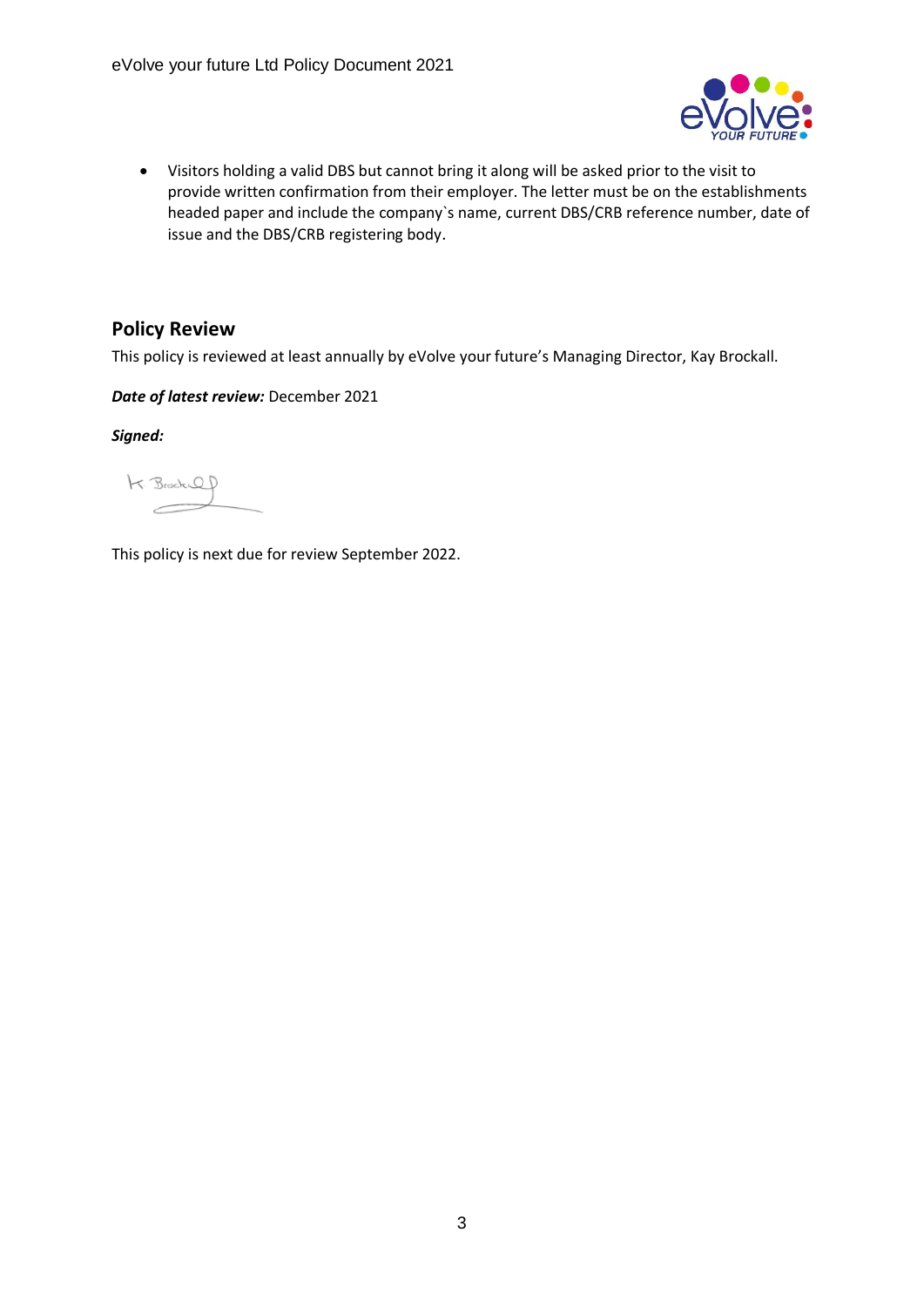- Visitors holding a valid DBS but cannot bring it along will be asked prior to the visit to provide written confirmation from their employer. The letter must be on the establishments headed paper and include the company`s name, current DBS/CRB reference number, date of issue and the DBS/CRB registering body.

## Policy Review

This policy is reviewed at least annually by eVolve your future's Managing Director, Kay Brockall.

***Date of latest review:*** December 2021

***Signed:***

This policy is next due for review September 2022.